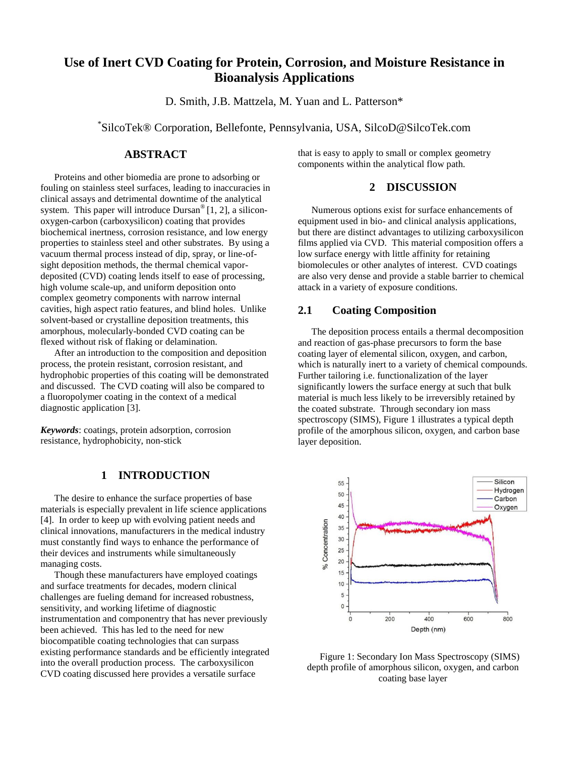# Use of Inert CVD Coating for Protein, Corrosion, and Moisture Resistance in Bioanalysis Applications

D. Smith, J.B. Mattzela, M. Yuan and L. Patterson*

*SilcoTek® Corporation, Bellefonte, Pennsylvania, USA, SilcoD@SilcoTek.com

## ABSTRACT

Proteins and other biomedia are prone to adsorbing or fouling on stainless steel surfaces, leading to inaccuracies in clinical assays and detrimental downtime of the analytical system. This paper will introduce Dursan® [1, 2], a silicon-oxygen-carbon (carboxysilicon) coating that provides biochemical inertness, corrosion resistance, and low energy properties to stainless steel and other substrates. By using a vacuum thermal process instead of dip, spray, or line-of-sight deposition methods, the thermal chemical vapor-deposited (CVD) coating lends itself to ease of processing, high volume scale-up, and uniform deposition onto complex geometry components with narrow internal cavities, high aspect ratio features, and blind holes. Unlike solvent-based or crystalline deposition treatments, this amorphous, molecularly-bonded CVD coating can be flexed without risk of flaking or delamination.

After an introduction to the composition and deposition process, the protein resistant, corrosion resistant, and hydrophobic properties of this coating will be demonstrated and discussed. The CVD coating will also be compared to a fluoropolymer coating in the context of a medical diagnostic application [3].

***Keywords***: coatings, protein adsorption, corrosion resistance, hydrophobicity, non-stick

## 1 INTRODUCTION

The desire to enhance the surface properties of base materials is especially prevalent in life science applications [4]. In order to keep up with evolving patient needs and clinical innovations, manufacturers in the medical industry must constantly find ways to enhance the performance of their devices and instruments while simultaneously managing costs.

Though these manufacturers have employed coatings and surface treatments for decades, modern clinical challenges are fueling demand for increased robustness, sensitivity, and working lifetime of diagnostic instrumentation and componentry that has never previously been achieved. This has led to the need for new biocompatible coating technologies that can surpass existing performance standards and be efficiently integrated into the overall production process. The carboxysilicon CVD coating discussed here provides a versatile surface that is easy to apply to small or complex geometry components within the analytical flow path.

## 2 DISCUSSION

Numerous options exist for surface enhancements of equipment used in bio- and clinical analysis applications, but there are distinct advantages to utilizing carboxysilicon films applied via CVD. This material composition offers a low surface energy with little affinity for retaining biomolecules or other analytes of interest. CVD coatings are also very dense and provide a stable barrier to chemical attack in a variety of exposure conditions.

### 2.1 Coating Composition

The deposition process entails a thermal decomposition and reaction of gas-phase precursors to form the base coating layer of elemental silicon, oxygen, and carbon, which is naturally inert to a variety of chemical compounds. Further tailoring i.e. functionalization of the layer significantly lowers the surface energy at such that bulk material is much less likely to be irreversibly retained by the coated substrate. Through secondary ion mass spectroscopy (SIMS), Figure 1 illustrates a typical depth profile of the amorphous silicon, oxygen, and carbon base layer deposition.

Figure 1: Secondary Ion Mass Spectroscopy (SIMS) depth profile of amorphous silicon, oxygen, and carbon coating base layer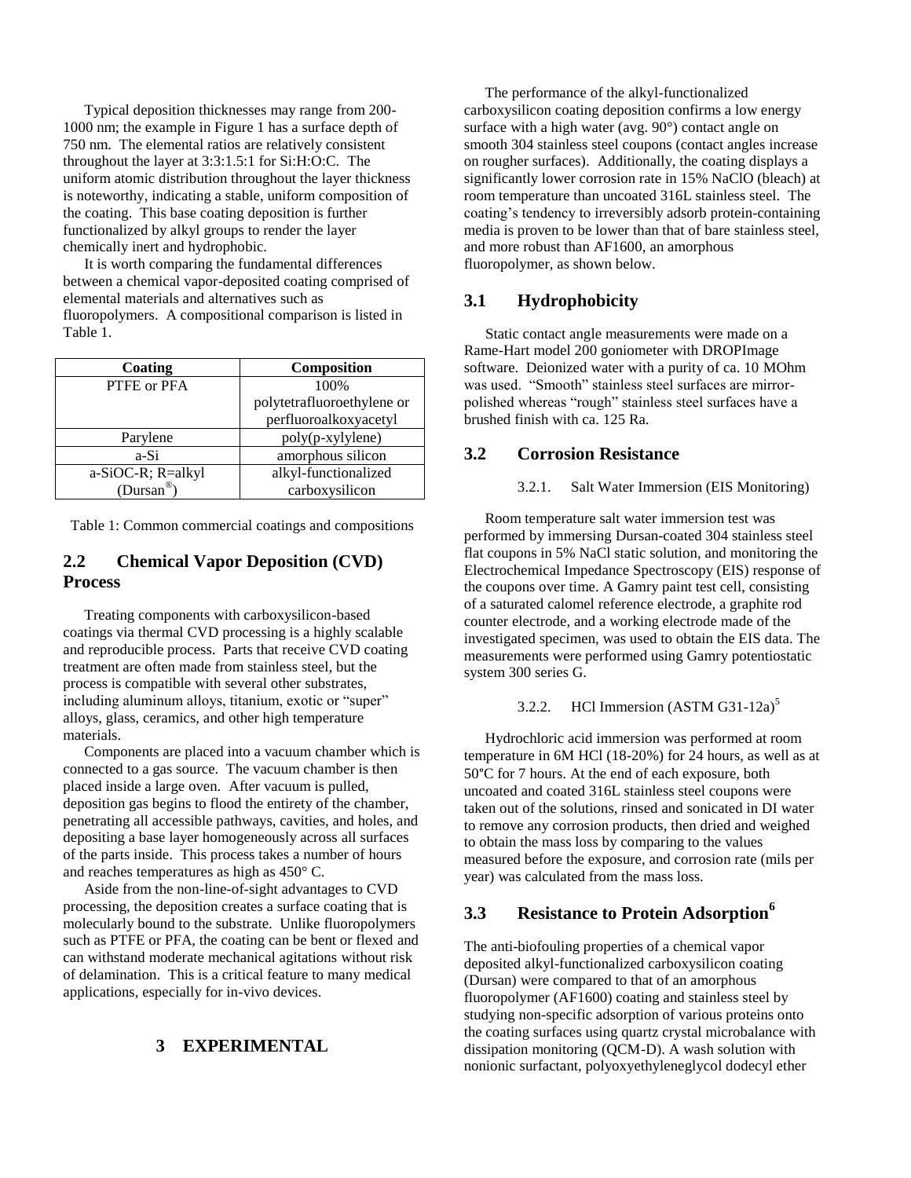Typical deposition thicknesses may range from 200-1000 nm; the example in Figure 1 has a surface depth of 750 nm. The elemental ratios are relatively consistent throughout the layer at 3:3:1.5:1 for Si:H:O:C. The uniform atomic distribution throughout the layer thickness is noteworthy, indicating a stable, uniform composition of the coating. This base coating deposition is further functionalized by alkyl groups to render the layer chemically inert and hydrophobic.

It is worth comparing the fundamental differences between a chemical vapor-deposited coating comprised of elemental materials and alternatives such as fluoropolymers. A compositional comparison is listed in Table 1.

| Coating | Composition |
| --- | --- |
| PTFE or PFA | 100% polytetrafluoroethylene or perfluoroalkoxyacetyl |
| Parylene | poly(p-xylylene) |
| a-Si | amorphous silicon |
| a-SiOC-R; R=alkyl (Dursan®) | alkyl-functionalized carboxysilicon |

Table 1: Common commercial coatings and compositions

## 2.2 Chemical Vapor Deposition (CVD) Process

Treating components with carboxysilicon-based coatings via thermal CVD processing is a highly scalable and reproducible process. Parts that receive CVD coating treatment are often made from stainless steel, but the process is compatible with several other substrates, including aluminum alloys, titanium, exotic or "super" alloys, glass, ceramics, and other high temperature materials.

Components are placed into a vacuum chamber which is connected to a gas source. The vacuum chamber is then placed inside a large oven. After vacuum is pulled, deposition gas begins to flood the entirety of the chamber, penetrating all accessible pathways, cavities, and holes, and depositing a base layer homogeneously across all surfaces of the parts inside. This process takes a number of hours and reaches temperatures as high as 450° C.

Aside from the non-line-of-sight advantages to CVD processing, the deposition creates a surface coating that is molecularly bound to the substrate. Unlike fluoropolymers such as PTFE or PFA, the coating can be bent or flexed and can withstand moderate mechanical agitations without risk of delamination. This is a critical feature to many medical applications, especially for in-vivo devices.

# 3 EXPERIMENTAL

The performance of the alkyl-functionalized carboxysilicon coating deposition confirms a low energy surface with a high water (avg. 90°) contact angle on smooth 304 stainless steel coupons (contact angles increase on rougher surfaces). Additionally, the coating displays a significantly lower corrosion rate in 15% NaClO (bleach) at room temperature than uncoated 316L stainless steel. The coating's tendency to irreversibly adsorb protein-containing media is proven to be lower than that of bare stainless steel, and more robust than AF1600, an amorphous fluoropolymer, as shown below.

## 3.1 Hydrophobicity

Static contact angle measurements were made on a Rame-Hart model 200 goniometer with DROPImage software. Deionized water with a purity of ca. 10 MOhm was used. "Smooth" stainless steel surfaces are mirror-polished whereas "rough" stainless steel surfaces have a brushed finish with ca. 125 Ra.

## 3.2 Corrosion Resistance

### 3.2.1. Salt Water Immersion (EIS Monitoring)

Room temperature salt water immersion test was performed by immersing Dursan-coated 304 stainless steel flat coupons in 5% NaCl static solution, and monitoring the Electrochemical Impedance Spectroscopy (EIS) response of the coupons over time. A Gamry paint test cell, consisting of a saturated calomel reference electrode, a graphite rod counter electrode, and a working electrode made of the investigated specimen, was used to obtain the EIS data. The measurements were performed using Gamry potentiostatic system 300 series G.

### 3.2.2. HCl Immersion (ASTM G31-12a)[5]

Hydrochloric acid immersion was performed at room temperature in 6M HCl (18-20%) for 24 hours, as well as at 50°C for 7 hours. At the end of each exposure, both uncoated and coated 316L stainless steel coupons were taken out of the solutions, rinsed and sonicated in DI water to remove any corrosion products, then dried and weighed to obtain the mass loss by comparing to the values measured before the exposure, and corrosion rate (mils per year) was calculated from the mass loss.

## 3.3 Resistance to Protein Adsorption[6]

The anti-biofouling properties of a chemical vapor deposited alkyl-functionalized carboxysilicon coating (Dursan) were compared to that of an amorphous fluoropolymer (AF1600) coating and stainless steel by studying non-specific adsorption of various proteins onto the coating surfaces using quartz crystal microbalance with dissipation monitoring (QCM-D). A wash solution with nonionic surfactant, polyoxyethyleneglycol dodecyl ether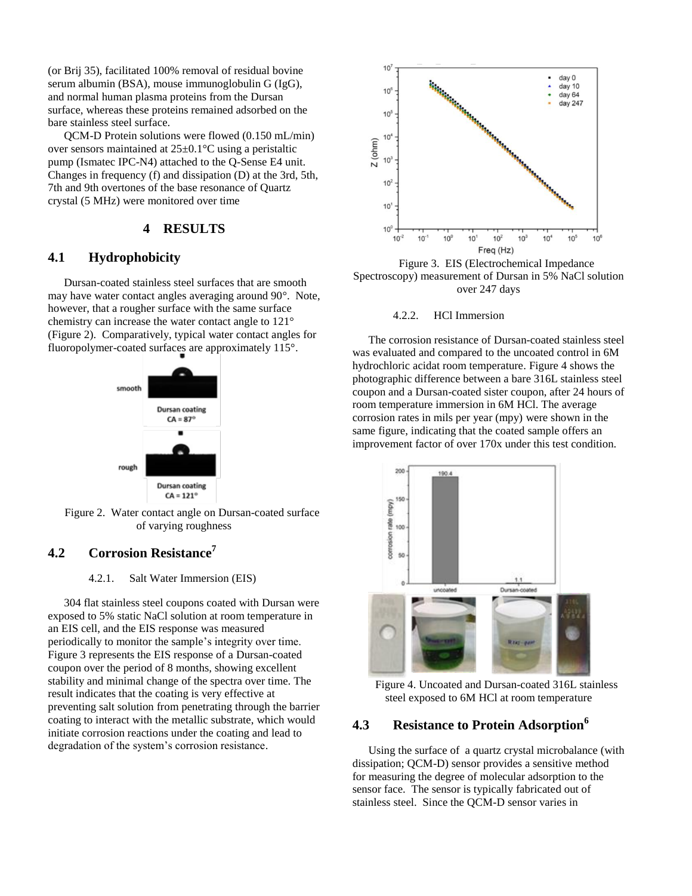(or Brij 35), facilitated 100% removal of residual bovine serum albumin (BSA), mouse immunoglobulin G (IgG), and normal human plasma proteins from the Dursan surface, whereas these proteins remained adsorbed on the bare stainless steel surface.

QCM-D Protein solutions were flowed (0.150 mL/min) over sensors maintained at 25±0.1°C using a peristaltic pump (Ismatec IPC-N4) attached to the Q-Sense E4 unit. Changes in frequency (f) and dissipation (D) at the 3rd, 5th, 7th and 9th overtones of the base resonance of Quartz crystal (5 MHz) were monitored over time

# 4 RESULTS

## 4.1 Hydrophobicity

Dursan-coated stainless steel surfaces that are smooth may have water contact angles averaging around 90°. Note, however, that a rougher surface with the same surface chemistry can increase the water contact angle to 121° (Figure 2). Comparatively, typical water contact angles for fluoropolymer-coated surfaces are approximately 115°.

Figure 2. Water contact angle on Dursan-coated surface of varying roughness

## 4.2 Corrosion Resistance[7]

### 4.2.1. Salt Water Immersion (EIS)

304 flat stainless steel coupons coated with Dursan were exposed to 5% static NaCl solution at room temperature in an EIS cell, and the EIS response was measured periodically to monitor the sample's integrity over time. Figure 3 represents the EIS response of a Dursan-coated coupon over the period of 8 months, showing excellent stability and minimal change of the spectra over time. The result indicates that the coating is very effective at preventing salt solution from penetrating through the barrier coating to interact with the metallic substrate, which would initiate corrosion reactions under the coating and lead to degradation of the system's corrosion resistance.

Figure 3. EIS (Electrochemical Impedance Spectroscopy) measurement of Dursan in 5% NaCl solution over 247 days

### 4.2.2. HCl Immersion

The corrosion resistance of Dursan-coated stainless steel was evaluated and compared to the uncoated control in 6M hydrochloric acidat room temperature. Figure 4 shows the photographic difference between a bare 316L stainless steel coupon and a Dursan-coated sister coupon, after 24 hours of room temperature immersion in 6M HCl. The average corrosion rates in mils per year (mpy) were shown in the same figure, indicating that the coated sample offers an improvement factor of over 170x under this test condition.

Figure 4. Uncoated and Dursan-coated 316L stainless steel exposed to 6M HCl at room temperature

## 4.3 Resistance to Protein Adsorption[6]

Using the surface of a quartz crystal microbalance (with dissipation; QCM-D) sensor provides a sensitive method for measuring the degree of molecular adsorption to the sensor face. The sensor is typically fabricated out of stainless steel. Since the QCM-D sensor varies in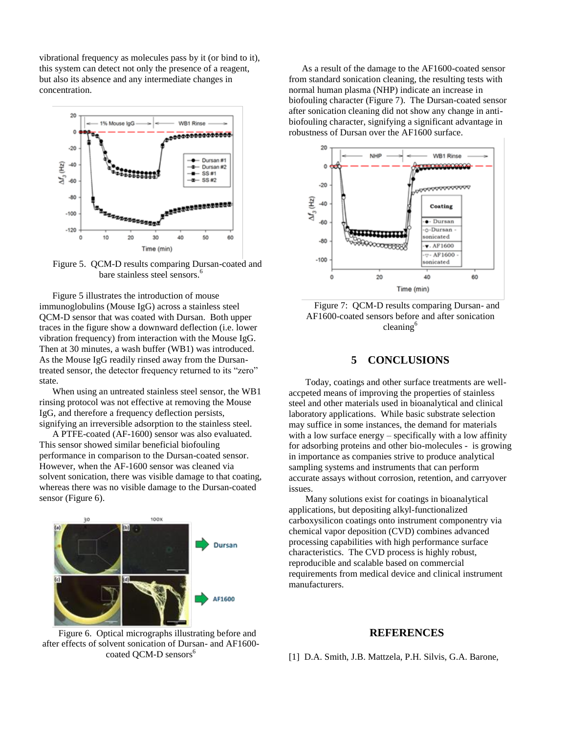vibrational frequency as molecules pass by it (or bind to it), this system can detect not only the presence of a reagent, but also its absence and any intermediate changes in concentration.

Figure 5. QCM-D results comparing Dursan-coated and bare stainless steel sensors.[6]

Figure 5 illustrates the introduction of mouse immunoglobulins (Mouse IgG) across a stainless steel QCM-D sensor that was coated with Dursan. Both upper traces in the figure show a downward deflection (i.e. lower vibration frequency) from interaction with the Mouse IgG. Then at 30 minutes, a wash buffer (WB1) was introduced. As the Mouse IgG readily rinsed away from the Dursan-treated sensor, the detector frequency returned to its "zero" state.

When using an untreated stainless steel sensor, the WB1 rinsing protocol was not effective at removing the Mouse IgG, and therefore a frequency deflection persists, signifying an irreversible adsorption to the stainless steel.

A PTFE-coated (AF-1600) sensor was also evaluated. This sensor showed similar beneficial biofouling performance in comparison to the Dursan-coated sensor. However, when the AF-1600 sensor was cleaned via solvent sonication, there was visible damage to that coating, whereas there was no visible damage to the Dursan-coated sensor (Figure 6).

Figure 6. Optical micrographs illustrating before and after effects of solvent sonication of Dursan- and AF1600-coated QCM-D sensors[6]

As a result of the damage to the AF1600-coated sensor from standard sonication cleaning, the resulting tests with normal human plasma (NHP) indicate an increase in biofouling character (Figure 7). The Dursan-coated sensor after sonication cleaning did not show any change in anti-biofouling character, signifying a significant advantage in robustness of Dursan over the AF1600 surface.

Figure 7: QCM-D results comparing Dursan- and AF1600-coated sensors before and after sonication cleaning[6]

## 5 CONCLUSIONS

Today, coatings and other surface treatments are well-accpeted means of improving the properties of stainless steel and other materials used in bioanalytical and clinical laboratory applications. While basic substrate selection may suffice in some instances, the demand for materials with a low surface energy – specifically with a low affinity for adsorbing proteins and other bio-molecules - is growing in importance as companies strive to produce analytical sampling systems and instruments that can perform accurate assays without corrosion, retention, and carryover issues.

Many solutions exist for coatings in bioanalytical applications, but depositing alkyl-functionalized carboxysilicon coatings onto instrument componentry via chemical vapor deposition (CVD) combines advanced processing capabilities with high performance surface characteristics. The CVD process is highly robust, reproducible and scalable based on commercial requirements from medical device and clinical instrument manufacturers.

## REFERENCES

[1] D.A. Smith, J.B. Mattzela, P.H. Silvis, G.A. Barone,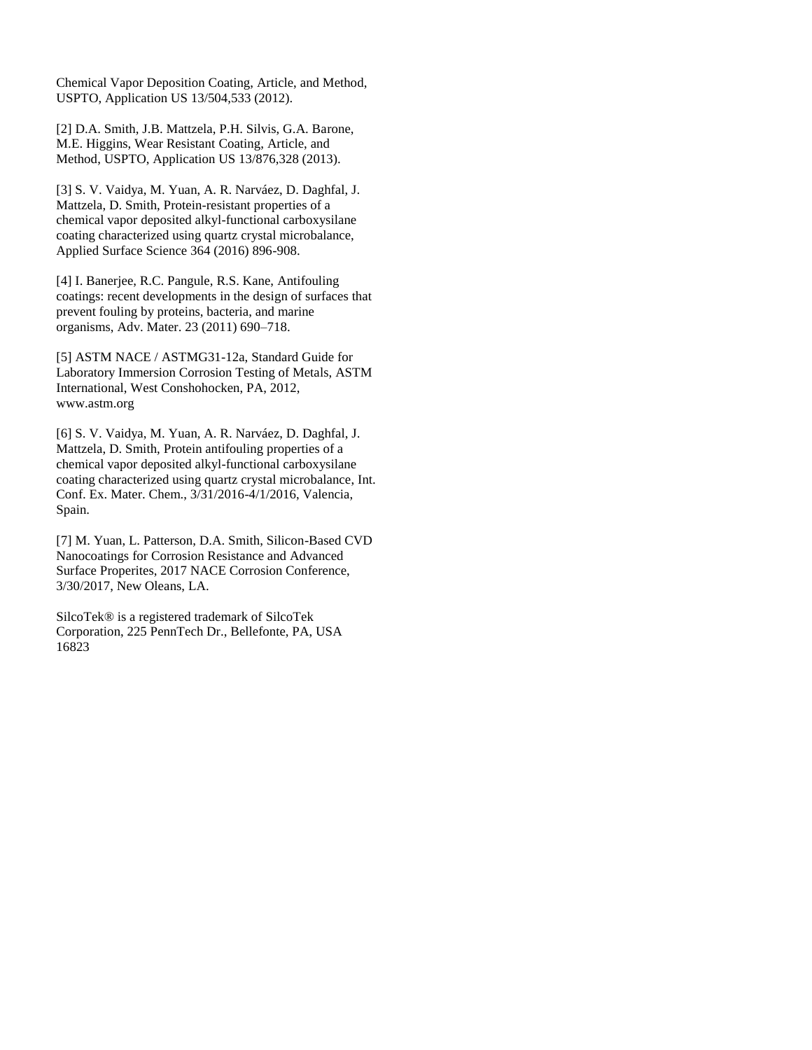Chemical Vapor Deposition Coating, Article, and Method, USPTO, Application US 13/504,533 (2012).

[2] D.A. Smith, J.B. Mattzela, P.H. Silvis, G.A. Barone, M.E. Higgins, Wear Resistant Coating, Article, and Method, USPTO, Application US 13/876,328 (2013).

[3] S. V. Vaidya, M. Yuan, A. R. Narváez, D. Daghfal, J. Mattzela, D. Smith, Protein-resistant properties of a chemical vapor deposited alkyl-functional carboxysilane coating characterized using quartz crystal microbalance, Applied Surface Science 364 (2016) 896-908.

[4] I. Banerjee, R.C. Pangule, R.S. Kane, Antifouling coatings: recent developments in the design of surfaces that prevent fouling by proteins, bacteria, and marine organisms, Adv. Mater. 23 (2011) 690–718.

[5] ASTM NACE / ASTMG31-12a, Standard Guide for Laboratory Immersion Corrosion Testing of Metals, ASTM International, West Conshohocken, PA, 2012, www.astm.org

[6] S. V. Vaidya, M. Yuan, A. R. Narváez, D. Daghfal, J. Mattzela, D. Smith, Protein antifouling properties of a chemical vapor deposited alkyl-functional carboxysilane coating characterized using quartz crystal microbalance, Int. Conf. Ex. Mater. Chem., 3/31/2016-4/1/2016, Valencia, Spain.

[7] M. Yuan, L. Patterson, D.A. Smith, Silicon-Based CVD Nanocoatings for Corrosion Resistance and Advanced Surface Properites, 2017 NACE Corrosion Conference, 3/30/2017, New Oleans, LA.

SilcoTek® is a registered trademark of SilcoTek Corporation, 225 PennTech Dr., Bellefonte, PA, USA 16823